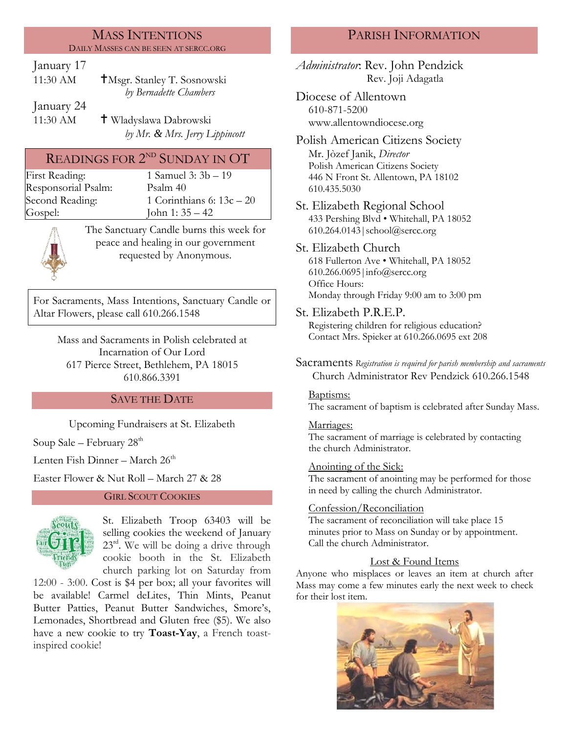## Mass Intentions

Daily Masses can be seen at sercc.org

**January 17**

11:30 AM ✝Msgr. Stanley T. Sosnowski
*by Bernadette Chambers*

**January 24**

11:30 AM ✝ Wladyslawa Dabrowski
*by Mr. & Mrs. Jerry Lippincott*

## Readings for 2nd Sunday in OT

| | |
|---|---|
| First Reading: | 1 Samuel 3: 3b – 19 |
| Responsorial Psalm: | Psalm 40 |
| Second Reading: | 1 Corinthians 6: 13c – 20 |
| Gospel: | John 1: 35 – 42 |

The Sanctuary Candle burns this week for peace and healing in our government requested by Anonymous.

For Sacraments, Mass Intentions, Sanctuary Candle or Altar Flowers, please call 610.266.1548

Mass and Sacraments in Polish celebrated at
Incarnation of Our Lord
617 Pierce Street, Bethlehem, PA 18015
610.866.3391

## Save the Date

Upcoming Fundraisers at St. Elizabeth

Soup Sale – February 28th

Lenten Fish Dinner – March 26th

Easter Flower & Nut Roll – March 27 & 28

## Girl Scout Cookies

St. Elizabeth Troop 63403 will be selling cookies the weekend of January 23rd. We will be doing a drive through cookie booth in the St. Elizabeth church parking lot on Saturday from 12:00 - 3:00. Cost is $4 per box; all your favorites will be available! Carmel deLites, Thin Mints, Peanut Butter Patties, Peanut Butter Sandwiches, Smore's, Lemonades, Shortbread and Gluten free ($5). We also have a new cookie to try **Toast-Yay**, a French toast-inspired cookie!

## Parish Information

*Administrator*: Rev. John Pendzick
Rev. Joji Adagatla

**Diocese of Allentown**
610-871-5200
www.allentowndiocese.org

**Polish American Citizens Society**
Mr. Jòzef Janik, *Director*
Polish American Citizens Society
446 N Front St. Allentown, PA 18102
610.435.5030

**St. Elizabeth Regional School**
433 Pershing Blvd • Whitehall, PA 18052
610.264.0143 | school@sercc.org

**St. Elizabeth Church**
618 Fullerton Ave • Whitehall, PA 18052
610.266.0695 | info@sercc.org
Office Hours:
Monday through Friday 9:00 am to 3:00 pm

**St. Elizabeth P.R.E.P.**
Registering children for religious education?
Contact Mrs. Spieker at 610.266.0695 ext 208

**Sacraments** *Registration is required for parish membership and sacraments*
Church Administrator Rev Pendzick 610.266.1548

Baptisms:
The sacrament of baptism is celebrated after Sunday Mass.

Marriages:
The sacrament of marriage is celebrated by contacting the church Administrator.

Anointing of the Sick:
The sacrament of anointing may be performed for those in need by calling the church Administrator.

Confession/Reconciliation
The sacrament of reconciliation will take place 15 minutes prior to Mass on Sunday or by appointment. Call the church Administrator.

Lost & Found Items

Anyone who misplaces or leaves an item at church after Mass may come a few minutes early the next week to check for their lost item.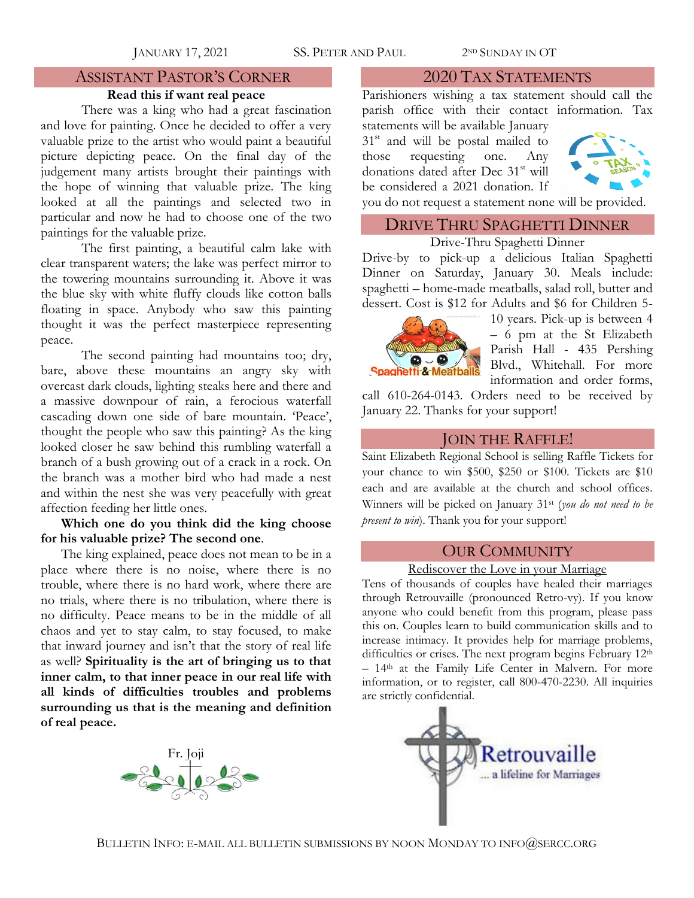## Assistant Pastor's Corner

**Read this if want real peace**

There was a king who had a great fascination and love for painting. Once he decided to offer a very valuable prize to the artist who would paint a beautiful picture depicting peace. On the final day of the judgement many artists brought their paintings with the hope of winning that valuable prize. The king looked at all the paintings and selected two in particular and now he had to choose one of the two paintings for the valuable prize.

The first painting, a beautiful calm lake with clear transparent waters; the lake was perfect mirror to the towering mountains surrounding it. Above it was the blue sky with white fluffy clouds like cotton balls floating in space. Anybody who saw this painting thought it was the perfect masterpiece representing peace.

The second painting had mountains too; dry, bare, above these mountains an angry sky with overcast dark clouds, lighting steaks here and there and a massive downpour of rain, a ferocious waterfall cascading down one side of bare mountain. 'Peace', thought the people who saw this painting? As the king looked closer he saw behind this rumbling waterfall a branch of a bush growing out of a crack in a rock. On the branch was a mother bird who had made a nest and within the nest she was very peacefully with great affection feeding her little ones.

**Which one do you think did the king choose for his valuable prize? The second one**.

The king explained, peace does not mean to be in a place where there is no noise, where there is no trouble, where there is no hard work, where there are no trials, where there is no tribulation, where there is no difficulty. Peace means to be in the middle of all chaos and yet to stay calm, to stay focused, to make that inward journey and isn't that the story of real life as well? **Spirituality is the art of bringing us to that inner calm, to that inner peace in our real life with all kinds of difficulties troubles and problems surrounding us that is the meaning and definition of real peace.**

Fr. Joji

## 2020 Tax Statements

Parishioners wishing a tax statement should call the parish office with their contact information. Tax statements will be available January 31st and will be postal mailed to those requesting one. Any donations dated after Dec 31st will be considered a 2021 donation. If you do not request a statement none will be provided.

## Drive Thru Spaghetti Dinner

Drive-Thru Spaghetti Dinner

Drive-by to pick-up a delicious Italian Spaghetti Dinner on Saturday, January 30. Meals include: spaghetti – home-made meatballs, salad roll, butter and dessert. Cost is $12 for Adults and $6 for Children 5-10 years. Pick-up is between 4 – 6 pm at the St Elizabeth Parish Hall - 435 Pershing Blvd., Whitehall. For more information and order forms, call 610-264-0143. Orders need to be received by January 22. Thanks for your support!

## Join the Raffle!

Saint Elizabeth Regional School is selling Raffle Tickets for your chance to win $500, $250 or $100. Tickets are $10 each and are available at the church and school offices. Winners will be picked on January 31st (*you do not need to be present to win*). Thank you for your support!

## Our Community

Rediscover the Love in your Marriage

Tens of thousands of couples have healed their marriages through Retrouvaille (pronounced Retro-vy). If you know anyone who could benefit from this program, please pass this on. Couples learn to build communication skills and to increase intimacy. It provides help for marriage problems, difficulties or crises. The next program begins February 12th – 14th at the Family Life Center in Malvern. For more information, or to register, call 800-470-2230. All inquiries are strictly confidential.

Retrouvaille ... a lifeline for Marriages

Bulletin Info: E-mail all bulletin submissions by noon Monday to info@sercc.org